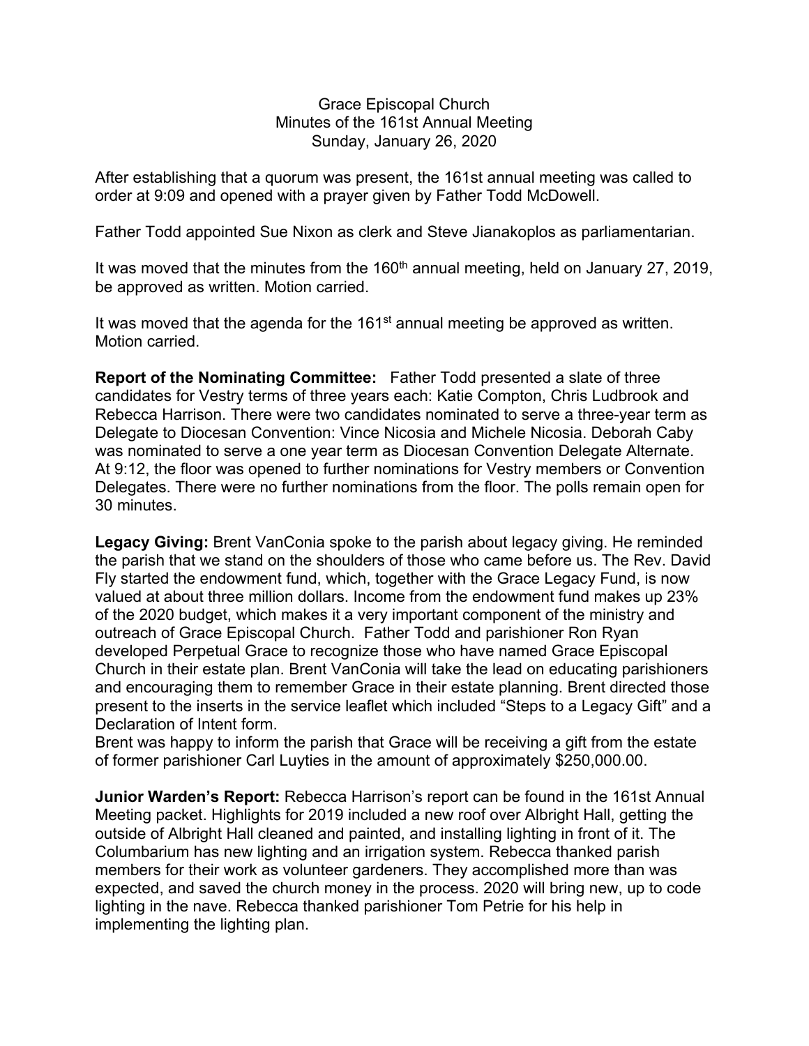Grace Episcopal Church
Minutes of the 161st Annual Meeting
Sunday, January 26, 2020

After establishing that a quorum was present, the 161st annual meeting was called to order at 9:09 and opened with a prayer given by Father Todd McDowell.

Father Todd appointed Sue Nixon as clerk and Steve Jianakoplos as parliamentarian.

It was moved that the minutes from the 160th annual meeting, held on January 27, 2019, be approved as written. Motion carried.

It was moved that the agenda for the 161st annual meeting be approved as written. Motion carried.

**Report of the Nominating Committee:** Father Todd presented a slate of three candidates for Vestry terms of three years each: Katie Compton, Chris Ludbrook and Rebecca Harrison. There were two candidates nominated to serve a three-year term as Delegate to Diocesan Convention: Vince Nicosia and Michele Nicosia. Deborah Caby was nominated to serve a one year term as Diocesan Convention Delegate Alternate. At 9:12, the floor was opened to further nominations for Vestry members or Convention Delegates. There were no further nominations from the floor. The polls remain open for 30 minutes.

**Legacy Giving:** Brent VanConia spoke to the parish about legacy giving. He reminded the parish that we stand on the shoulders of those who came before us. The Rev. David Fly started the endowment fund, which, together with the Grace Legacy Fund, is now valued at about three million dollars. Income from the endowment fund makes up 23% of the 2020 budget, which makes it a very important component of the ministry and outreach of Grace Episcopal Church. Father Todd and parishioner Ron Ryan developed Perpetual Grace to recognize those who have named Grace Episcopal Church in their estate plan. Brent VanConia will take the lead on educating parishioners and encouraging them to remember Grace in their estate planning. Brent directed those present to the inserts in the service leaflet which included "Steps to a Legacy Gift" and a Declaration of Intent form.
Brent was happy to inform the parish that Grace will be receiving a gift from the estate of former parishioner Carl Luyties in the amount of approximately $250,000.00.

**Junior Warden's Report:** Rebecca Harrison's report can be found in the 161st Annual Meeting packet. Highlights for 2019 included a new roof over Albright Hall, getting the outside of Albright Hall cleaned and painted, and installing lighting in front of it. The Columbarium has new lighting and an irrigation system. Rebecca thanked parish members for their work as volunteer gardeners. They accomplished more than was expected, and saved the church money in the process. 2020 will bring new, up to code lighting in the nave. Rebecca thanked parishioner Tom Petrie for his help in implementing the lighting plan.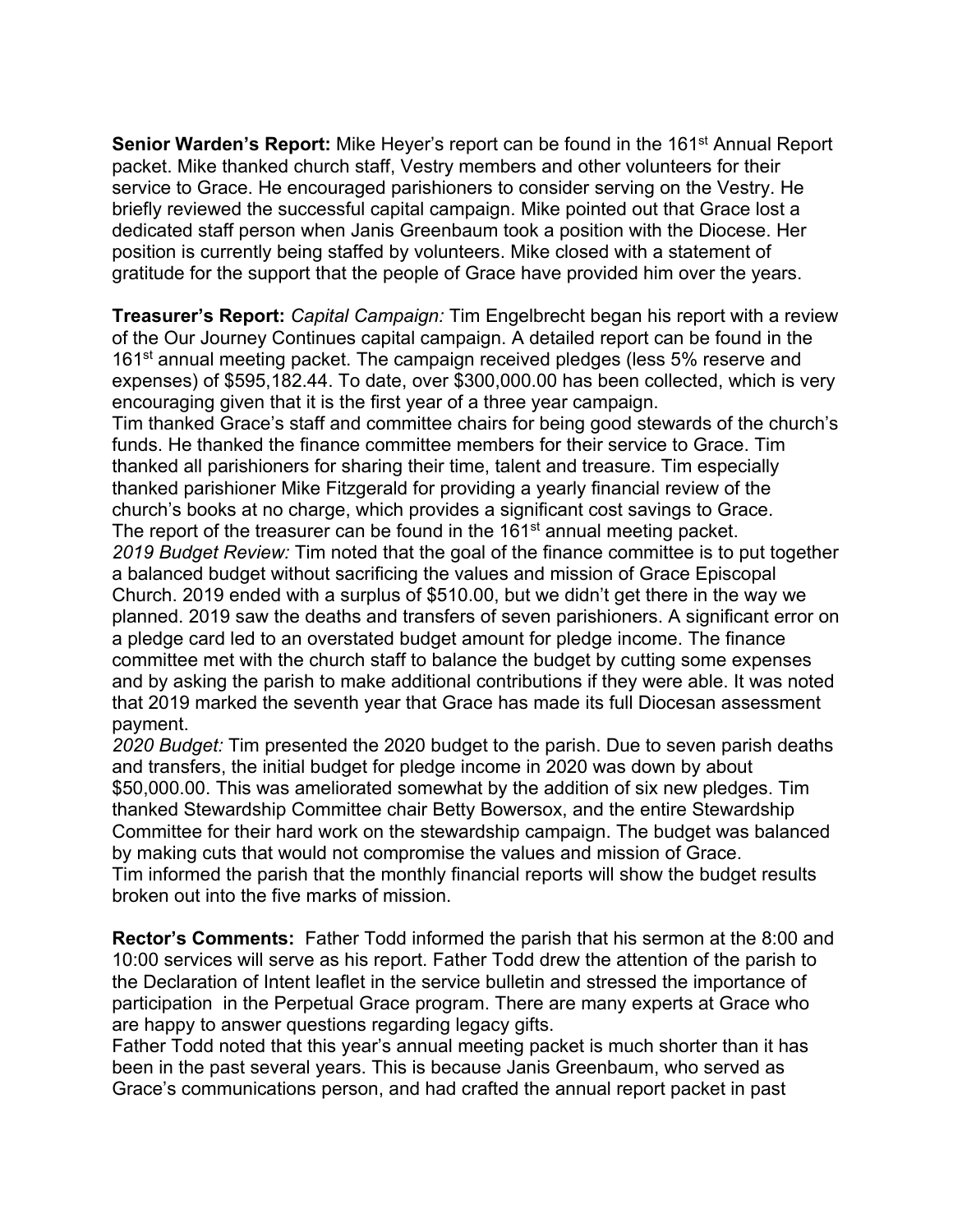**Senior Warden's Report:** Mike Heyer's report can be found in the 161st Annual Report packet. Mike thanked church staff, Vestry members and other volunteers for their service to Grace. He encouraged parishioners to consider serving on the Vestry. He briefly reviewed the successful capital campaign. Mike pointed out that Grace lost a dedicated staff person when Janis Greenbaum took a position with the Diocese. Her position is currently being staffed by volunteers. Mike closed with a statement of gratitude for the support that the people of Grace have provided him over the years.

**Treasurer's Report:** *Capital Campaign:* Tim Engelbrecht began his report with a review of the Our Journey Continues capital campaign. A detailed report can be found in the 161st annual meeting packet. The campaign received pledges (less 5% reserve and expenses) of $595,182.44. To date, over $300,000.00 has been collected, which is very encouraging given that it is the first year of a three year campaign.
Tim thanked Grace's staff and committee chairs for being good stewards of the church's funds. He thanked the finance committee members for their service to Grace. Tim thanked all parishioners for sharing their time, talent and treasure. Tim especially thanked parishioner Mike Fitzgerald for providing a yearly financial review of the church's books at no charge, which provides a significant cost savings to Grace.
The report of the treasurer can be found in the 161st annual meeting packet.
*2019 Budget Review:* Tim noted that the goal of the finance committee is to put together a balanced budget without sacrificing the values and mission of Grace Episcopal Church. 2019 ended with a surplus of $510.00, but we didn't get there in the way we planned. 2019 saw the deaths and transfers of seven parishioners. A significant error on a pledge card led to an overstated budget amount for pledge income. The finance committee met with the church staff to balance the budget by cutting some expenses and by asking the parish to make additional contributions if they were able. It was noted that 2019 marked the seventh year that Grace has made its full Diocesan assessment payment.
*2020 Budget:* Tim presented the 2020 budget to the parish. Due to seven parish deaths and transfers, the initial budget for pledge income in 2020 was down by about $50,000.00. This was ameliorated somewhat by the addition of six new pledges. Tim thanked Stewardship Committee chair Betty Bowersox, and the entire Stewardship Committee for their hard work on the stewardship campaign. The budget was balanced by making cuts that would not compromise the values and mission of Grace.
Tim informed the parish that the monthly financial reports will show the budget results broken out into the five marks of mission.

**Rector's Comments:** Father Todd informed the parish that his sermon at the 8:00 and 10:00 services will serve as his report. Father Todd drew the attention of the parish to the Declaration of Intent leaflet in the service bulletin and stressed the importance of participation in the Perpetual Grace program. There are many experts at Grace who are happy to answer questions regarding legacy gifts.
Father Todd noted that this year's annual meeting packet is much shorter than it has been in the past several years. This is because Janis Greenbaum, who served as Grace's communications person, and had crafted the annual report packet in past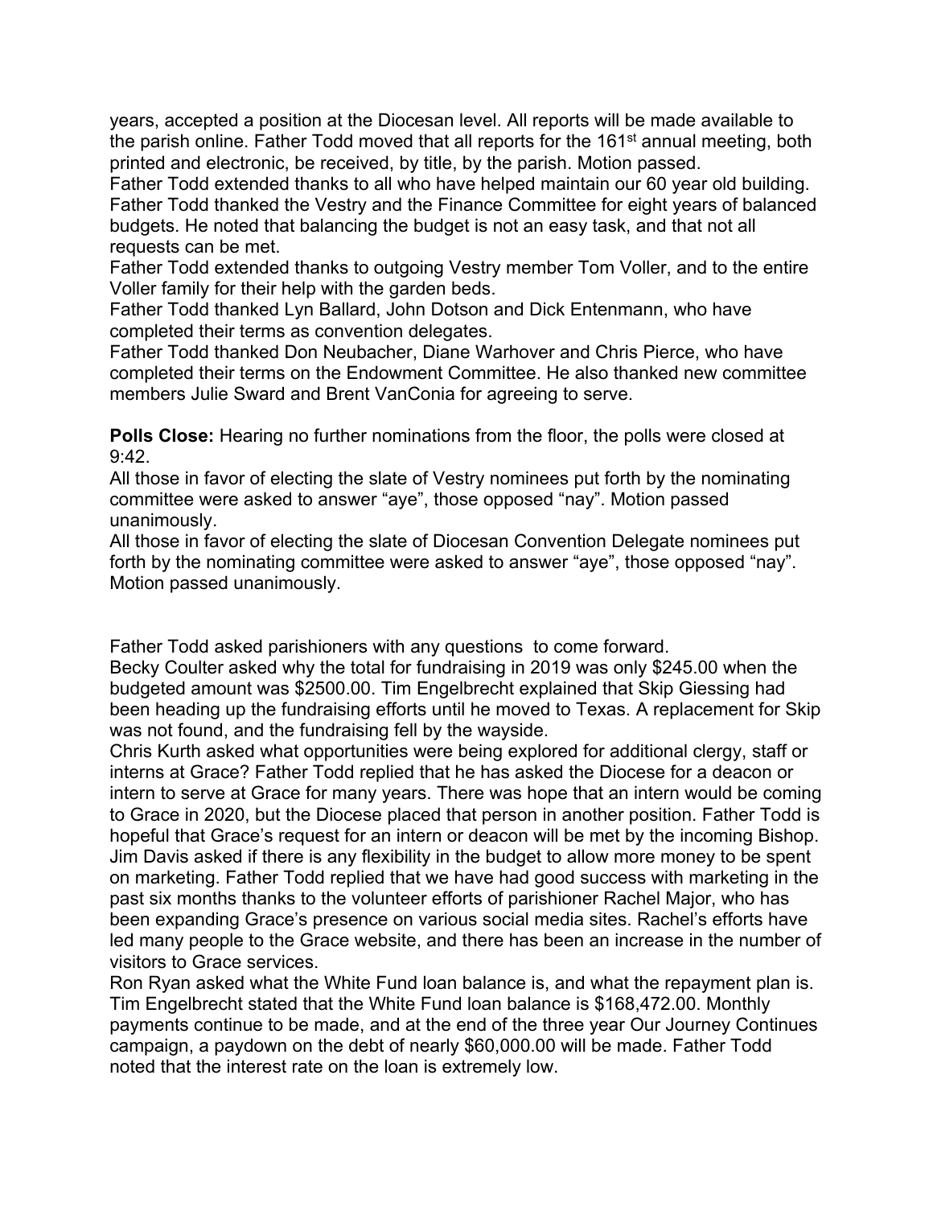years, accepted a position at the Diocesan level. All reports will be made available to the parish online. Father Todd moved that all reports for the 161st annual meeting, both printed and electronic, be received, by title, by the parish. Motion passed.

Father Todd extended thanks to all who have helped maintain our 60 year old building. Father Todd thanked the Vestry and the Finance Committee for eight years of balanced budgets. He noted that balancing the budget is not an easy task, and that not all requests can be met.

Father Todd extended thanks to outgoing Vestry member Tom Voller, and to the entire Voller family for their help with the garden beds.

Father Todd thanked Lyn Ballard, John Dotson and Dick Entenmann, who have completed their terms as convention delegates.

Father Todd thanked Don Neubacher, Diane Warhover and Chris Pierce, who have completed their terms on the Endowment Committee. He also thanked new committee members Julie Sward and Brent VanConia for agreeing to serve.

**Polls Close:** Hearing no further nominations from the floor, the polls were closed at 9:42.

All those in favor of electing the slate of Vestry nominees put forth by the nominating committee were asked to answer "aye", those opposed "nay". Motion passed unanimously.

All those in favor of electing the slate of Diocesan Convention Delegate nominees put forth by the nominating committee were asked to answer "aye", those opposed "nay". Motion passed unanimously.

Father Todd asked parishioners with any questions to come forward.

Becky Coulter asked why the total for fundraising in 2019 was only $245.00 when the budgeted amount was $2500.00. Tim Engelbrecht explained that Skip Giessing had been heading up the fundraising efforts until he moved to Texas. A replacement for Skip was not found, and the fundraising fell by the wayside.

Chris Kurth asked what opportunities were being explored for additional clergy, staff or interns at Grace? Father Todd replied that he has asked the Diocese for a deacon or intern to serve at Grace for many years. There was hope that an intern would be coming to Grace in 2020, but the Diocese placed that person in another position. Father Todd is hopeful that Grace's request for an intern or deacon will be met by the incoming Bishop.

Jim Davis asked if there is any flexibility in the budget to allow more money to be spent on marketing. Father Todd replied that we have had good success with marketing in the past six months thanks to the volunteer efforts of parishioner Rachel Major, who has been expanding Grace's presence on various social media sites. Rachel's efforts have led many people to the Grace website, and there has been an increase in the number of visitors to Grace services.

Ron Ryan asked what the White Fund loan balance is, and what the repayment plan is. Tim Engelbrecht stated that the White Fund loan balance is $168,472.00. Monthly payments continue to be made, and at the end of the three year Our Journey Continues campaign, a paydown on the debt of nearly $60,000.00 will be made. Father Todd noted that the interest rate on the loan is extremely low.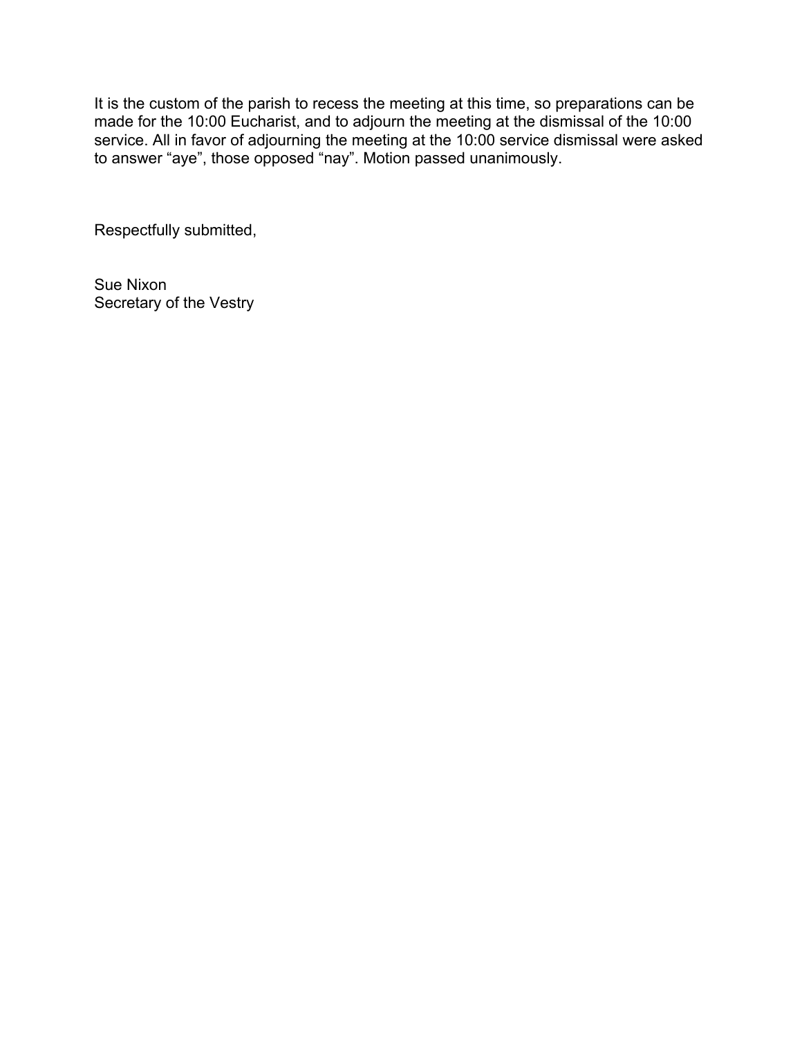It is the custom of the parish to recess the meeting at this time, so preparations can be made for the 10:00 Eucharist, and to adjourn the meeting at the dismissal of the 10:00 service. All in favor of adjourning the meeting at the 10:00 service dismissal were asked to answer “aye”, those opposed “nay”. Motion passed unanimously.

Respectfully submitted,

Sue Nixon
Secretary of the Vestry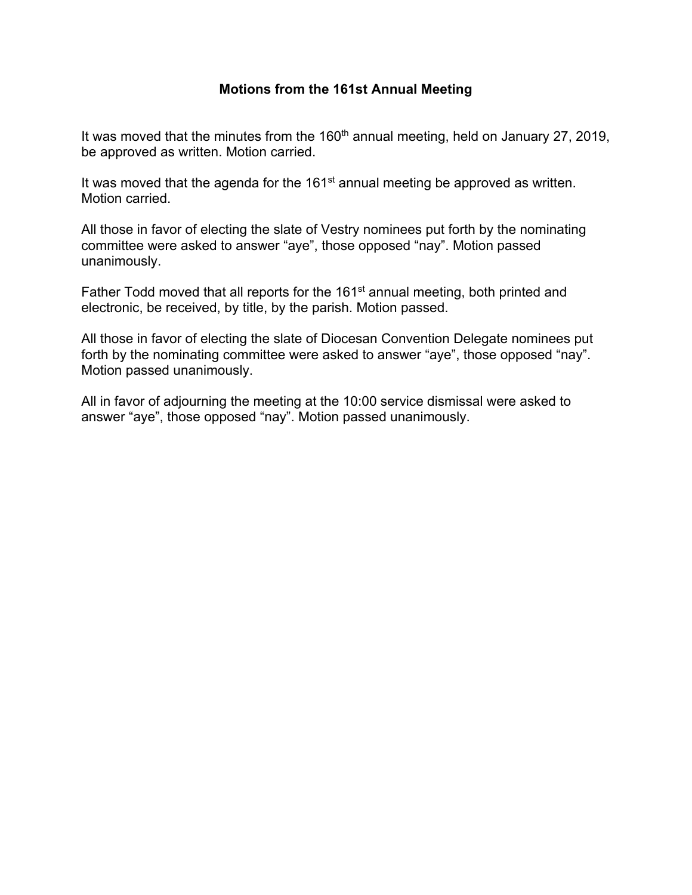# Motions from the 161st Annual Meeting

It was moved that the minutes from the 160th annual meeting, held on January 27, 2019, be approved as written. Motion carried.

It was moved that the agenda for the 161st annual meeting be approved as written. Motion carried.

All those in favor of electing the slate of Vestry nominees put forth by the nominating committee were asked to answer "aye", those opposed "nay". Motion passed unanimously.

Father Todd moved that all reports for the 161st annual meeting, both printed and electronic, be received, by title, by the parish. Motion passed.

All those in favor of electing the slate of Diocesan Convention Delegate nominees put forth by the nominating committee were asked to answer "aye", those opposed "nay". Motion passed unanimously.

All in favor of adjourning the meeting at the 10:00 service dismissal were asked to answer "aye", those opposed "nay". Motion passed unanimously.